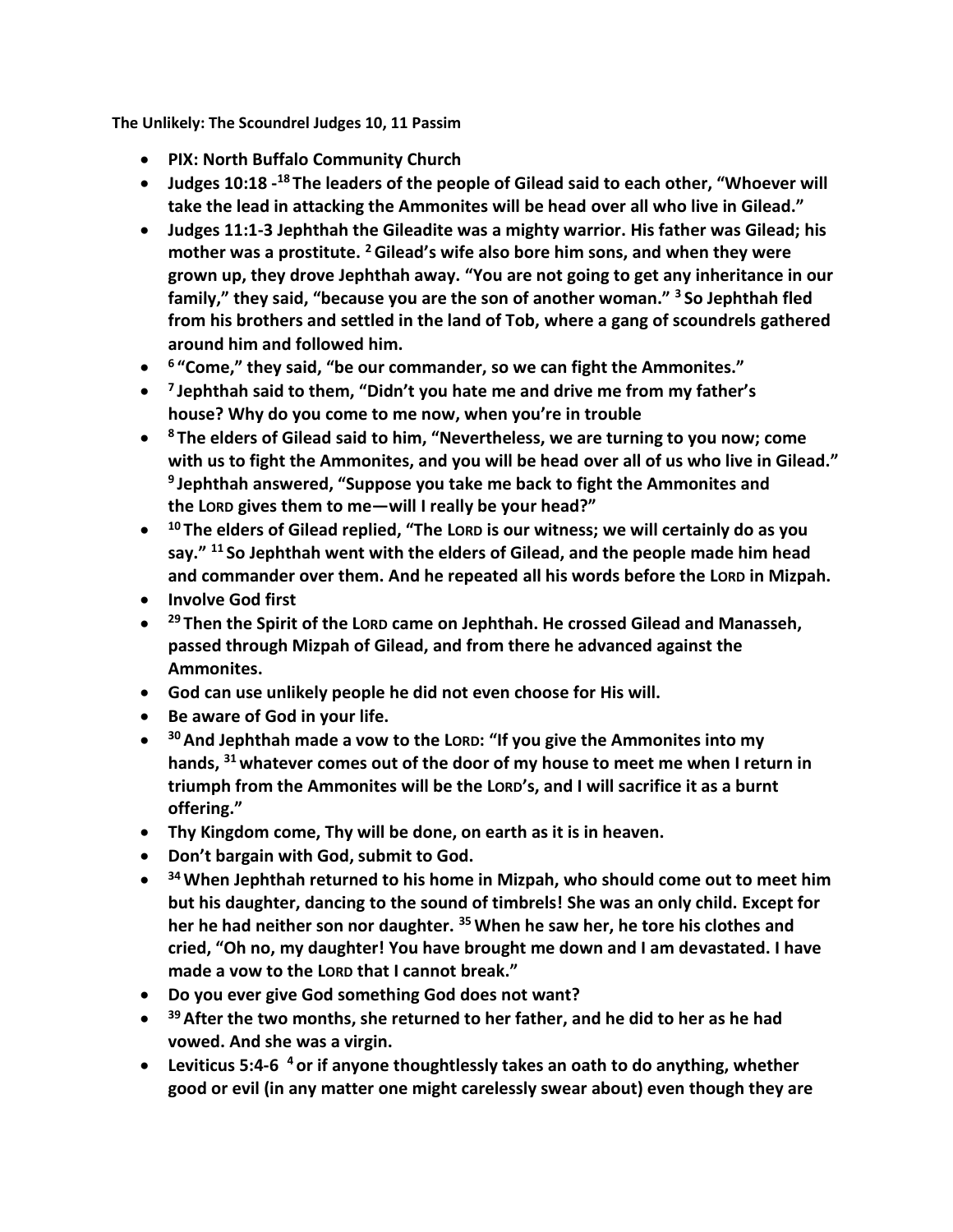**The Unlikely: The Scoundrel Judges 10, 11 Passim**

- **PIX: North Buffalo Community Church**
- **Judges 10:18 -[18] The leaders of the people of Gilead said to each other, "Whoever will take the lead in attacking the Ammonites will be head over all who live in Gilead."**
- **Judges 11:1-3 Jephthah the Gileadite was a mighty warrior. His father was Gilead; his mother was a prostitute. [2] Gilead's wife also bore him sons, and when they were grown up, they drove Jephthah away. "You are not going to get any inheritance in our family," they said, "because you are the son of another woman." [3] So Jephthah fled from his brothers and settled in the land of Tob, where a gang of scoundrels gathered around him and followed him.**
- **[6] "Come," they said, "be our commander, so we can fight the Ammonites."**
- **[7] Jephthah said to them, "Didn't you hate me and drive me from my father's house? Why do you come to me now, when you're in trouble**
- **[8] The elders of Gilead said to him, "Nevertheless, we are turning to you now; come with us to fight the Ammonites, and you will be head over all of us who live in Gilead." [9] Jephthah answered, "Suppose you take me back to fight the Ammonites and the LORD gives them to me—will I really be your head?"**
- **[10] The elders of Gilead replied, "The LORD is our witness; we will certainly do as you say." [11] So Jephthah went with the elders of Gilead, and the people made him head and commander over them. And he repeated all his words before the LORD in Mizpah.**
- **Involve God first**
- **[29] Then the Spirit of the LORD came on Jephthah. He crossed Gilead and Manasseh, passed through Mizpah of Gilead, and from there he advanced against the Ammonites.**
- **God can use unlikely people he did not even choose for His will.**
- **Be aware of God in your life.**
- **[30] And Jephthah made a vow to the LORD: "If you give the Ammonites into my hands, [31] whatever comes out of the door of my house to meet me when I return in triumph from the Ammonites will be the LORD's, and I will sacrifice it as a burnt offering."**
- **Thy Kingdom come, Thy will be done, on earth as it is in heaven.**
- **Don't bargain with God, submit to God.**
- **[34] When Jephthah returned to his home in Mizpah, who should come out to meet him but his daughter, dancing to the sound of timbrels! She was an only child. Except for her he had neither son nor daughter. [35] When he saw her, he tore his clothes and cried, "Oh no, my daughter! You have brought me down and I am devastated. I have made a vow to the LORD that I cannot break."**
- **Do you ever give God something God does not want?**
- **[39] After the two months, she returned to her father, and he did to her as he had vowed. And she was a virgin.**
- **Leviticus 5:4-6 [4] or if anyone thoughtlessly takes an oath to do anything, whether good or evil (in any matter one might carelessly swear about) even though they are**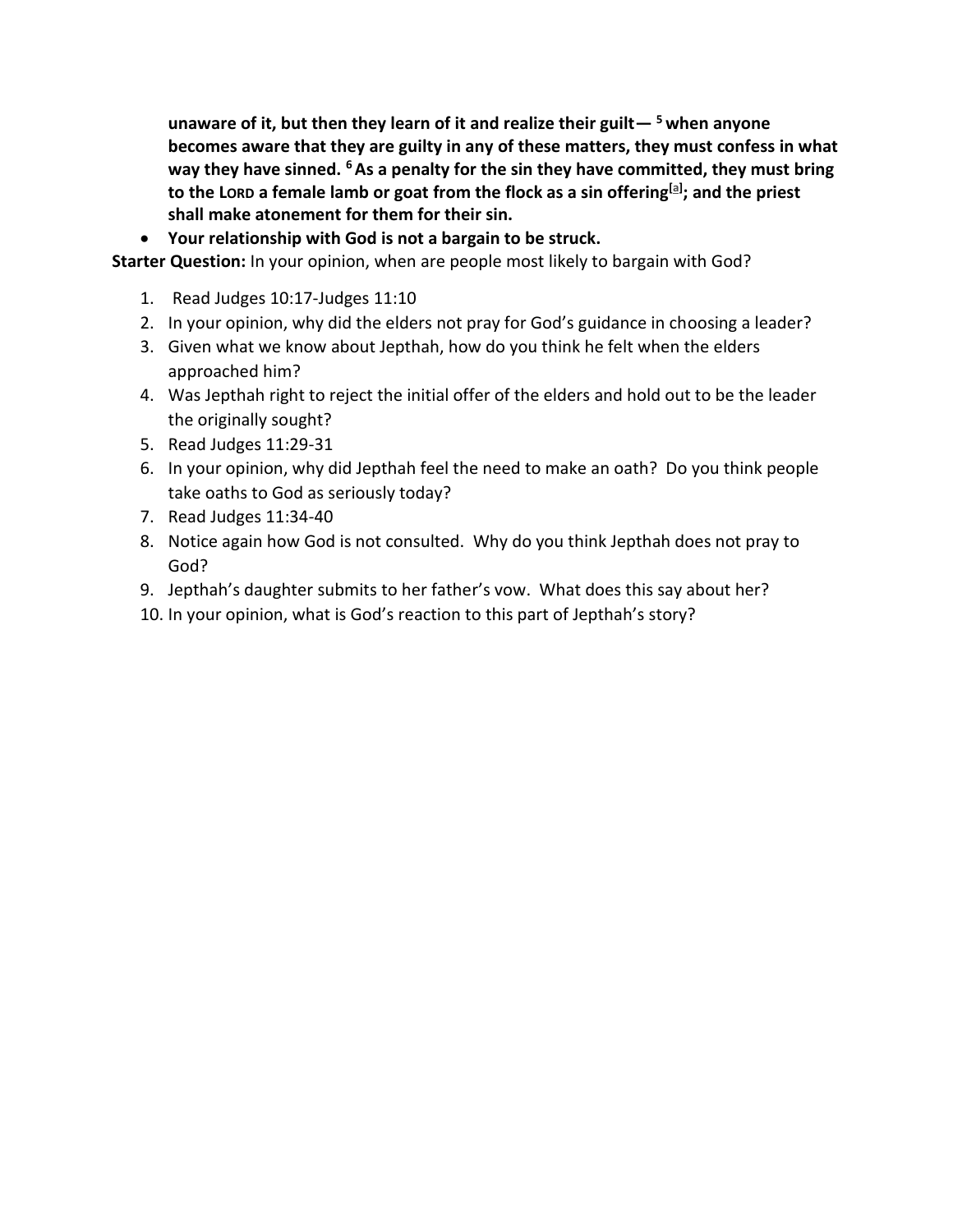**unaware of it, but then they learn of it and realize their guilt— [5] when anyone becomes aware that they are guilty in any of these matters, they must confess in what way they have sinned. [6] As a penalty for the sin they have committed, they must bring to the LORD a female lamb or goat from the flock as a sin offering[a]; and the priest shall make atonement for them for their sin.**

- **Your relationship with God is not a bargain to be struck.**

**Starter Question:** In your opinion, when are people most likely to bargain with God?

1. Read Judges 10:17-Judges 11:10
2. In your opinion, why did the elders not pray for God's guidance in choosing a leader?
3. Given what we know about Jepthah, how do you think he felt when the elders approached him?
4. Was Jepthah right to reject the initial offer of the elders and hold out to be the leader the originally sought?
5. Read Judges 11:29-31
6. In your opinion, why did Jepthah feel the need to make an oath? Do you think people take oaths to God as seriously today?
7. Read Judges 11:34-40
8. Notice again how God is not consulted. Why do you think Jepthah does not pray to God?
9. Jepthah's daughter submits to her father's vow. What does this say about her?
10. In your opinion, what is God's reaction to this part of Jepthah's story?